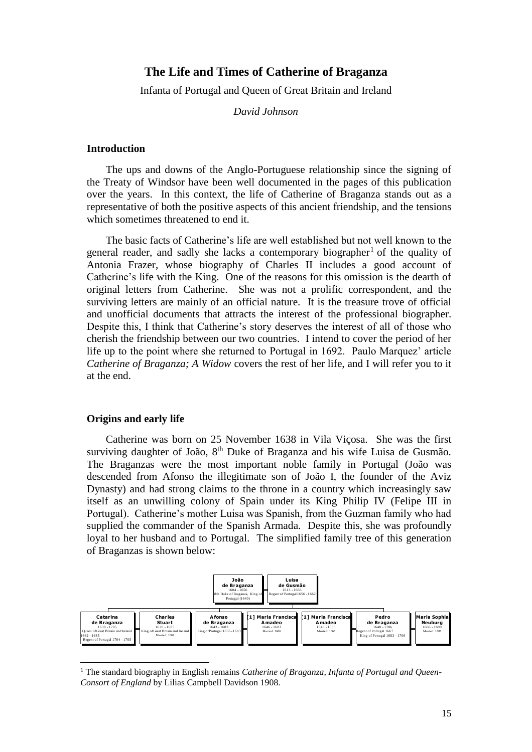# The Life and Times of Catherine of Braganza

Infanta of Portugal and Queen of Great Britain and Ireland

*David Johnson*

## Introduction

The ups and downs of the Anglo-Portuguese relationship since the signing of the Treaty of Windsor have been well documented in the pages of this publication over the years. In this context, the life of Catherine of Braganza stands out as a representative of both the positive aspects of this ancient friendship, and the tensions which sometimes threatened to end it.

The basic facts of Catherine's life are well established but not well known to the general reader, and sadly she lacks a contemporary biographer[1] of the quality of Antonia Frazer, whose biography of Charles II includes a good account of Catherine's life with the King. One of the reasons for this omission is the dearth of original letters from Catherine. She was not a prolific correspondent, and the surviving letters are mainly of an official nature. It is the treasure trove of official and unofficial documents that attracts the interest of the professional biographer. Despite this, I think that Catherine's story deserves the interest of all of those who cherish the friendship between our two countries. I intend to cover the period of her life up to the point where she returned to Portugal in 1692. Paulo Marquez' article *Catherine of Braganza; A Widow* covers the rest of her life, and I will refer you to it at the end.

## Origins and early life

Catherine was born on 25 November 1638 in Vila Viçosa. She was the first surviving daughter of João, 8th Duke of Braganza and his wife Luisa de Gusmão. The Braganzas were the most important noble family in Portugal (João was descended from Afonso the illegitimate son of João I, the founder of the Aviz Dynasty) and had strong claims to the throne in a country which increasingly saw itself as an unwilling colony of Spain under its King Philip IV (Felipe III in Portugal). Catherine's mother Luisa was Spanish, from the Guzman family who had supplied the commander of the Spanish Armada. Despite this, she was profoundly loyal to her husband and to Portugal. The simplified family tree of this generation of Braganzas is shown below:

**João de Braganza** (1604 - 1656), 8th Duke of Braganza, King of Portugal (1640) = **Luisa de Gusmão** (1613 - 1666), Regent of Portugal 1656 - 1662

Children:

- **Catarina de Braganza** (1638 - 1705), Queen of Great Britain and Ireland 1662 - 1685, Regent of Portugal 1704 - 1705 = **Charles Stuart** (1630 - 1685), King of Great Britain and Ireland, Married: 1662
- **Afonso de Braganza** (1643 - 1683), King of Portugal 1656 - 1683 = [1] **Maria Francisca Amadeo** (1646 - 1683), Married: 1666
- **Pedro de Braganza** (1648 - 1706), Regent of Portugal 1667, King of Portugal 1683 - 1706 = [1] **Maria Francisca Amadeo** (1646 - 1683), Married: 1668; = **Maria Sophia Neuburg** (1666 - 1699), Married: 1687

[1] The standard biography in English remains *Catherine of Braganza, Infanta of Portugal and Queen-Consort of England* by Lilias Campbell Davidson 1908.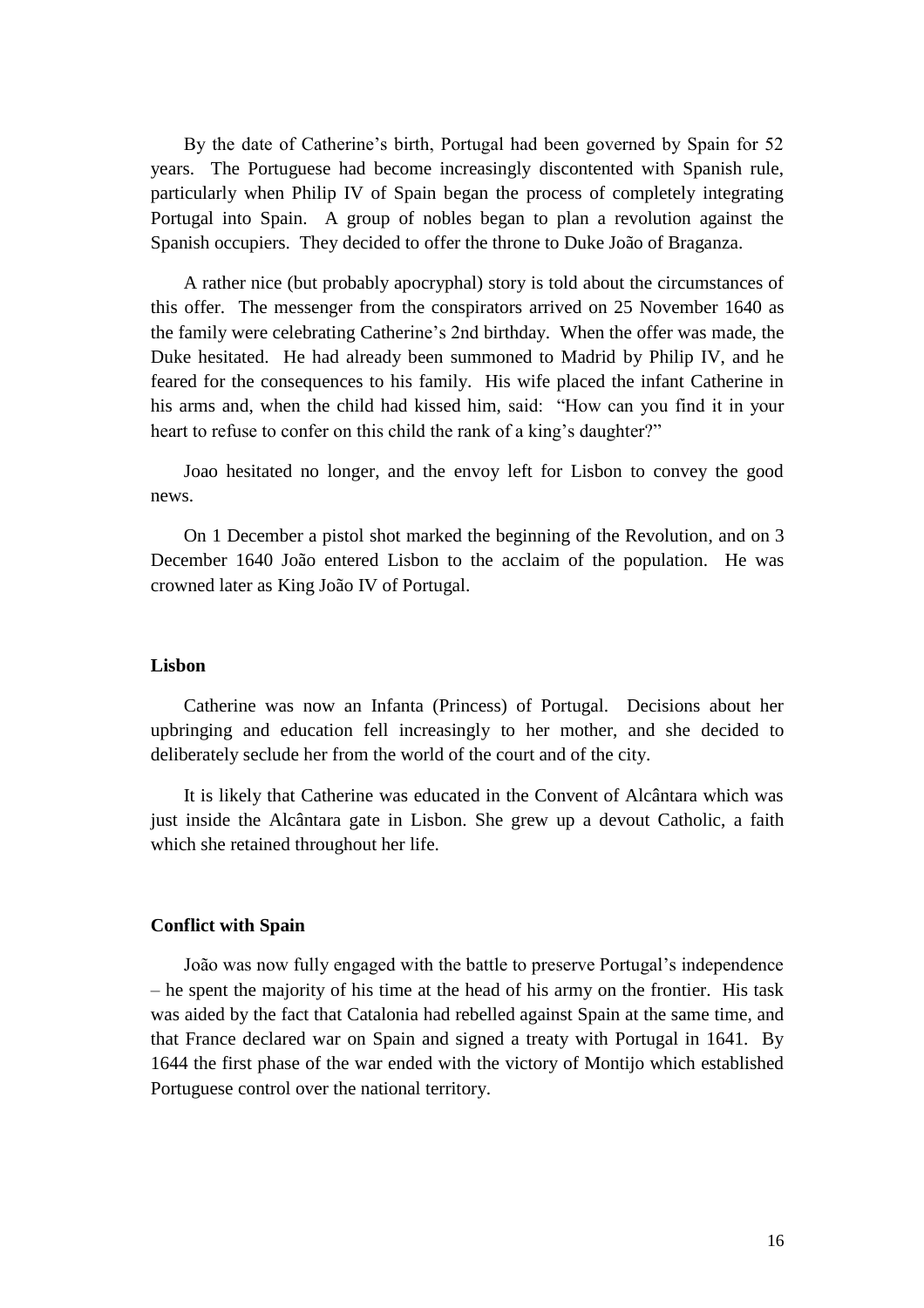By the date of Catherine's birth, Portugal had been governed by Spain for 52 years. The Portuguese had become increasingly discontented with Spanish rule, particularly when Philip IV of Spain began the process of completely integrating Portugal into Spain. A group of nobles began to plan a revolution against the Spanish occupiers. They decided to offer the throne to Duke João of Braganza.

A rather nice (but probably apocryphal) story is told about the circumstances of this offer. The messenger from the conspirators arrived on 25 November 1640 as the family were celebrating Catherine's 2nd birthday. When the offer was made, the Duke hesitated. He had already been summoned to Madrid by Philip IV, and he feared for the consequences to his family. His wife placed the infant Catherine in his arms and, when the child had kissed him, said: "How can you find it in your heart to refuse to confer on this child the rank of a king's daughter?"

Joao hesitated no longer, and the envoy left for Lisbon to convey the good news.

On 1 December a pistol shot marked the beginning of the Revolution, and on 3 December 1640 João entered Lisbon to the acclaim of the population. He was crowned later as King João IV of Portugal.

## Lisbon

Catherine was now an Infanta (Princess) of Portugal. Decisions about her upbringing and education fell increasingly to her mother, and she decided to deliberately seclude her from the world of the court and of the city.

It is likely that Catherine was educated in the Convent of Alcântara which was just inside the Alcântara gate in Lisbon. She grew up a devout Catholic, a faith which she retained throughout her life.

## Conflict with Spain

João was now fully engaged with the battle to preserve Portugal's independence – he spent the majority of his time at the head of his army on the frontier. His task was aided by the fact that Catalonia had rebelled against Spain at the same time, and that France declared war on Spain and signed a treaty with Portugal in 1641. By 1644 the first phase of the war ended with the victory of Montijo which established Portuguese control over the national territory.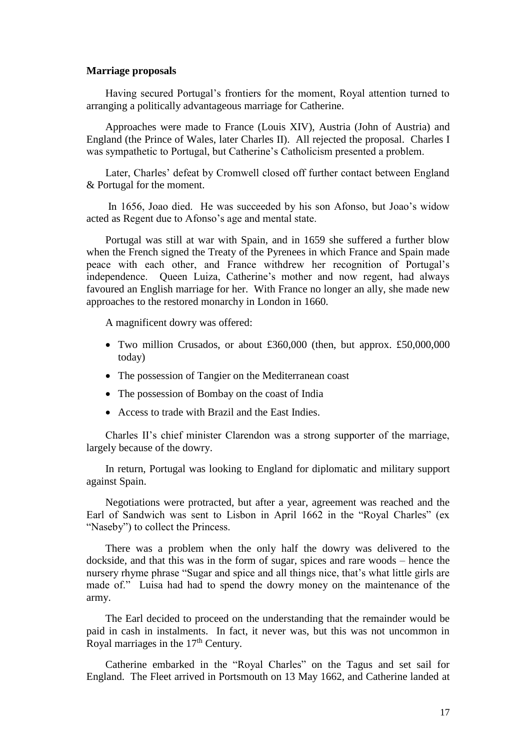**Marriage proposals**

Having secured Portugal's frontiers for the moment, Royal attention turned to arranging a politically advantageous marriage for Catherine.

Approaches were made to France (Louis XIV), Austria (John of Austria) and England (the Prince of Wales, later Charles II). All rejected the proposal. Charles I was sympathetic to Portugal, but Catherine's Catholicism presented a problem.

Later, Charles' defeat by Cromwell closed off further contact between England & Portugal for the moment.

In 1656, Joao died. He was succeeded by his son Afonso, but Joao's widow acted as Regent due to Afonso's age and mental state.

Portugal was still at war with Spain, and in 1659 she suffered a further blow when the French signed the Treaty of the Pyrenees in which France and Spain made peace with each other, and France withdrew her recognition of Portugal's independence. Queen Luiza, Catherine's mother and now regent, had always favoured an English marriage for her. With France no longer an ally, she made new approaches to the restored monarchy in London in 1660.

A magnificent dowry was offered:

- Two million Crusados, or about £360,000 (then, but approx. £50,000,000 today)
- The possession of Tangier on the Mediterranean coast
- The possession of Bombay on the coast of India
- Access to trade with Brazil and the East Indies.

Charles II's chief minister Clarendon was a strong supporter of the marriage, largely because of the dowry.

In return, Portugal was looking to England for diplomatic and military support against Spain.

Negotiations were protracted, but after a year, agreement was reached and the Earl of Sandwich was sent to Lisbon in April 1662 in the "Royal Charles" (ex "Naseby") to collect the Princess.

There was a problem when the only half the dowry was delivered to the dockside, and that this was in the form of sugar, spices and rare woods – hence the nursery rhyme phrase "Sugar and spice and all things nice, that's what little girls are made of." Luisa had had to spend the dowry money on the maintenance of the army.

The Earl decided to proceed on the understanding that the remainder would be paid in cash in instalments. In fact, it never was, but this was not uncommon in Royal marriages in the 17th Century.

Catherine embarked in the "Royal Charles" on the Tagus and set sail for England. The Fleet arrived in Portsmouth on 13 May 1662, and Catherine landed at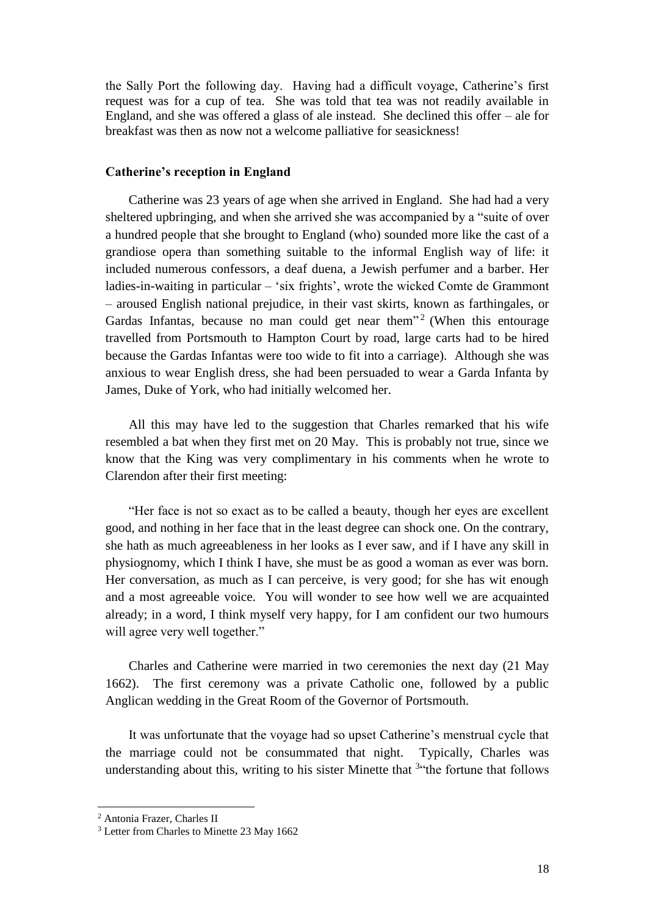the Sally Port the following day. Having had a difficult voyage, Catherine's first request was for a cup of tea. She was told that tea was not readily available in England, and she was offered a glass of ale instead. She declined this offer – ale for breakfast was then as now not a welcome palliative for seasickness!

### Catherine's reception in England

Catherine was 23 years of age when she arrived in England. She had had a very sheltered upbringing, and when she arrived she was accompanied by a "suite of over a hundred people that she brought to England (who) sounded more like the cast of a grandiose opera than something suitable to the informal English way of life: it included numerous confessors, a deaf duena, a Jewish perfumer and a barber. Her ladies-in-waiting in particular – 'six frights', wrote the wicked Comte de Grammont – aroused English national prejudice, in their vast skirts, known as farthingales, or Gardas Infantas, because no man could get near them"[2] (When this entourage travelled from Portsmouth to Hampton Court by road, large carts had to be hired because the Gardas Infantas were too wide to fit into a carriage). Although she was anxious to wear English dress, she had been persuaded to wear a Garda Infanta by James, Duke of York, who had initially welcomed her.

All this may have led to the suggestion that Charles remarked that his wife resembled a bat when they first met on 20 May. This is probably not true, since we know that the King was very complimentary in his comments when he wrote to Clarendon after their first meeting:

"Her face is not so exact as to be called a beauty, though her eyes are excellent good, and nothing in her face that in the least degree can shock one. On the contrary, she hath as much agreeableness in her looks as I ever saw, and if I have any skill in physiognomy, which I think I have, she must be as good a woman as ever was born. Her conversation, as much as I can perceive, is very good; for she has wit enough and a most agreeable voice. You will wonder to see how well we are acquainted already; in a word, I think myself very happy, for I am confident our two humours will agree very well together."

Charles and Catherine were married in two ceremonies the next day (21 May 1662). The first ceremony was a private Catholic one, followed by a public Anglican wedding in the Great Room of the Governor of Portsmouth.

It was unfortunate that the voyage had so upset Catherine's menstrual cycle that the marriage could not be consummated that night. Typically, Charles was understanding about this, writing to his sister Minette that [3]"the fortune that follows

---

[2] Antonia Frazer, Charles II

[3] Letter from Charles to Minette 23 May 1662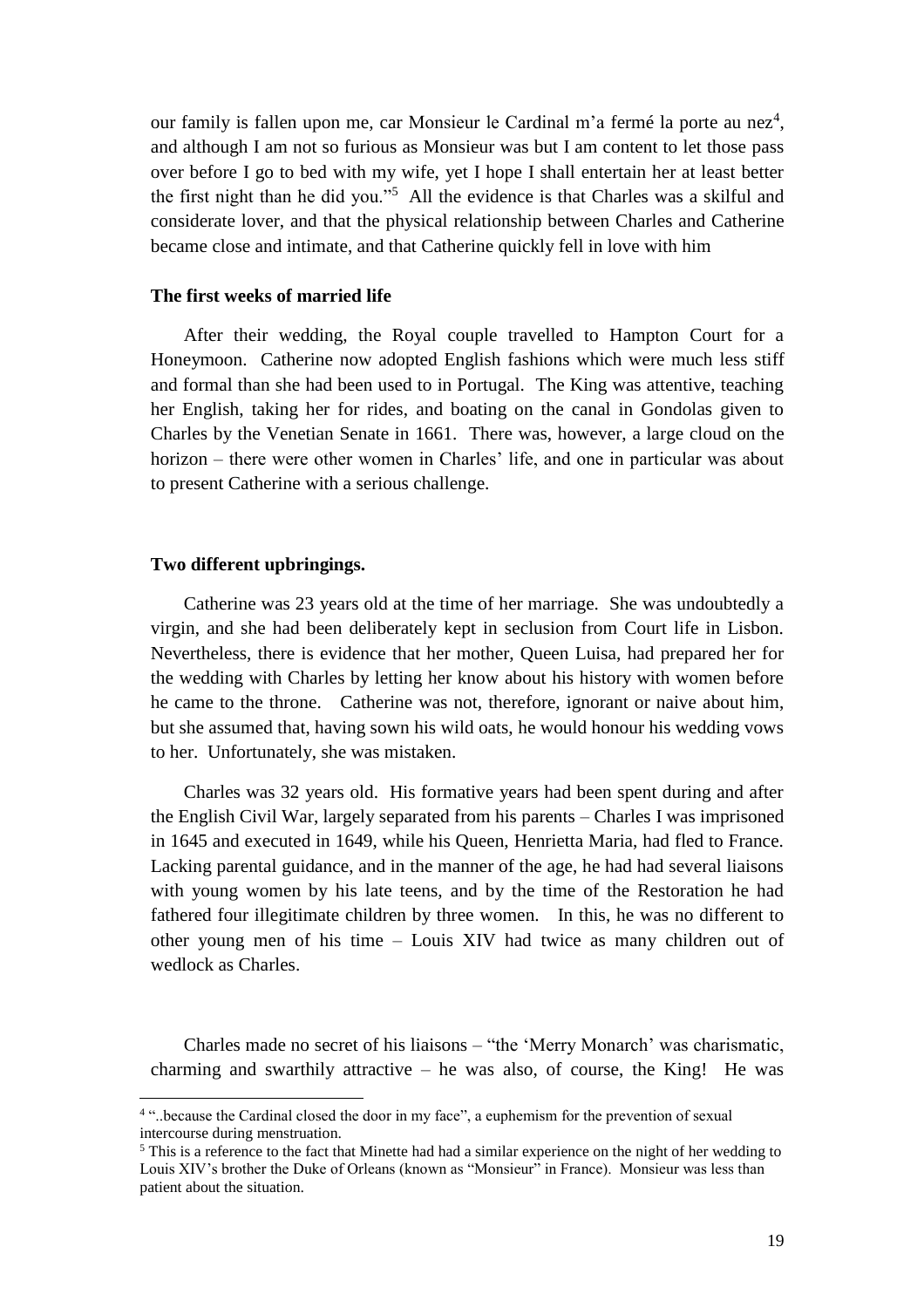our family is fallen upon me, car Monsieur le Cardinal m'a fermé la porte au nez[4], and although I am not so furious as Monsieur was but I am content to let those pass over before I go to bed with my wife, yet I hope I shall entertain her at least better the first night than he did you."[5] All the evidence is that Charles was a skilful and considerate lover, and that the physical relationship between Charles and Catherine became close and intimate, and that Catherine quickly fell in love with him

**The first weeks of married life**

After their wedding, the Royal couple travelled to Hampton Court for a Honeymoon. Catherine now adopted English fashions which were much less stiff and formal than she had been used to in Portugal. The King was attentive, teaching her English, taking her for rides, and boating on the canal in Gondolas given to Charles by the Venetian Senate in 1661. There was, however, a large cloud on the horizon – there were other women in Charles' life, and one in particular was about to present Catherine with a serious challenge.

**Two different upbringings.**

Catherine was 23 years old at the time of her marriage. She was undoubtedly a virgin, and she had been deliberately kept in seclusion from Court life in Lisbon. Nevertheless, there is evidence that her mother, Queen Luisa, had prepared her for the wedding with Charles by letting her know about his history with women before he came to the throne. Catherine was not, therefore, ignorant or naive about him, but she assumed that, having sown his wild oats, he would honour his wedding vows to her. Unfortunately, she was mistaken.

Charles was 32 years old. His formative years had been spent during and after the English Civil War, largely separated from his parents – Charles I was imprisoned in 1645 and executed in 1649, while his Queen, Henrietta Maria, had fled to France. Lacking parental guidance, and in the manner of the age, he had had several liaisons with young women by his late teens, and by the time of the Restoration he had fathered four illegitimate children by three women. In this, he was no different to other young men of his time – Louis XIV had twice as many children out of wedlock as Charles.

Charles made no secret of his liaisons – "the 'Merry Monarch' was charismatic, charming and swarthily attractive – he was also, of course, the King! He was

---

[4] "..because the Cardinal closed the door in my face", a euphemism for the prevention of sexual intercourse during menstruation.

[5] This is a reference to the fact that Minette had had a similar experience on the night of her wedding to Louis XIV's brother the Duke of Orleans (known as "Monsieur" in France). Monsieur was less than patient about the situation.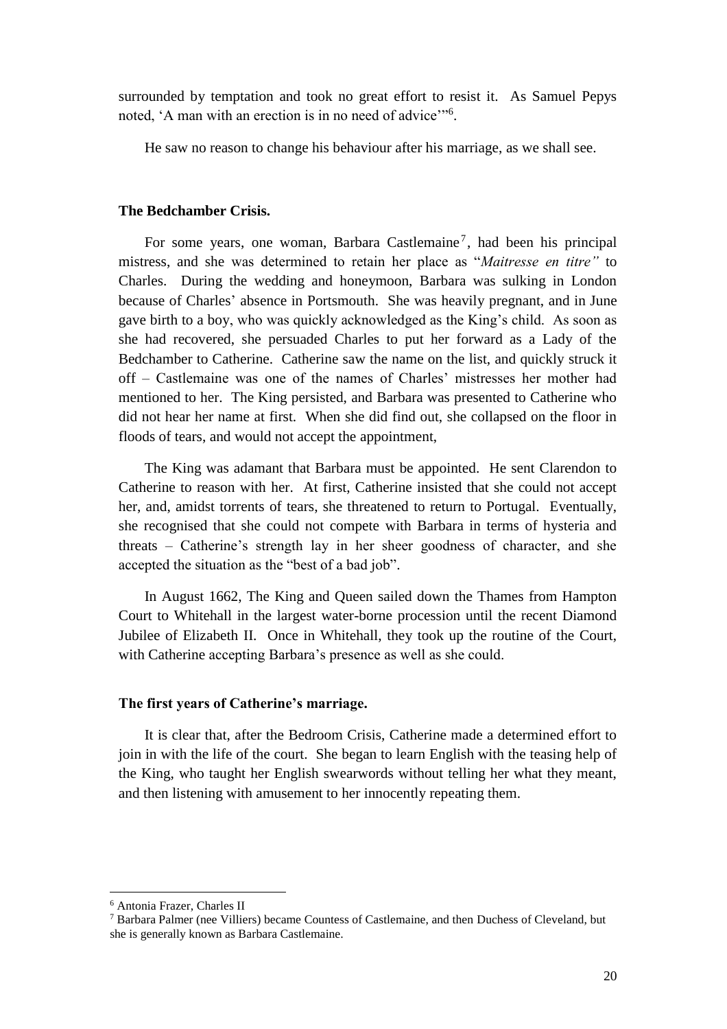surrounded by temptation and took no great effort to resist it. As Samuel Pepys noted, 'A man with an erection is in no need of advice'"[6].

He saw no reason to change his behaviour after his marriage, as we shall see.

**The Bedchamber Crisis.**

For some years, one woman, Barbara Castlemaine[7], had been his principal mistress, and she was determined to retain her place as "*Maitresse en titre"* to Charles. During the wedding and honeymoon, Barbara was sulking in London because of Charles' absence in Portsmouth. She was heavily pregnant, and in June gave birth to a boy, who was quickly acknowledged as the King's child. As soon as she had recovered, she persuaded Charles to put her forward as a Lady of the Bedchamber to Catherine. Catherine saw the name on the list, and quickly struck it off – Castlemaine was one of the names of Charles' mistresses her mother had mentioned to her. The King persisted, and Barbara was presented to Catherine who did not hear her name at first. When she did find out, she collapsed on the floor in floods of tears, and would not accept the appointment,

The King was adamant that Barbara must be appointed. He sent Clarendon to Catherine to reason with her. At first, Catherine insisted that she could not accept her, and, amidst torrents of tears, she threatened to return to Portugal. Eventually, she recognised that she could not compete with Barbara in terms of hysteria and threats – Catherine's strength lay in her sheer goodness of character, and she accepted the situation as the "best of a bad job".

In August 1662, The King and Queen sailed down the Thames from Hampton Court to Whitehall in the largest water-borne procession until the recent Diamond Jubilee of Elizabeth II. Once in Whitehall, they took up the routine of the Court, with Catherine accepting Barbara's presence as well as she could.

**The first years of Catherine's marriage.**

It is clear that, after the Bedroom Crisis, Catherine made a determined effort to join in with the life of the court. She began to learn English with the teasing help of the King, who taught her English swearwords without telling her what they meant, and then listening with amusement to her innocently repeating them.

---

[6] Antonia Frazer, Charles II

[7] Barbara Palmer (nee Villiers) became Countess of Castlemaine, and then Duchess of Cleveland, but she is generally known as Barbara Castlemaine.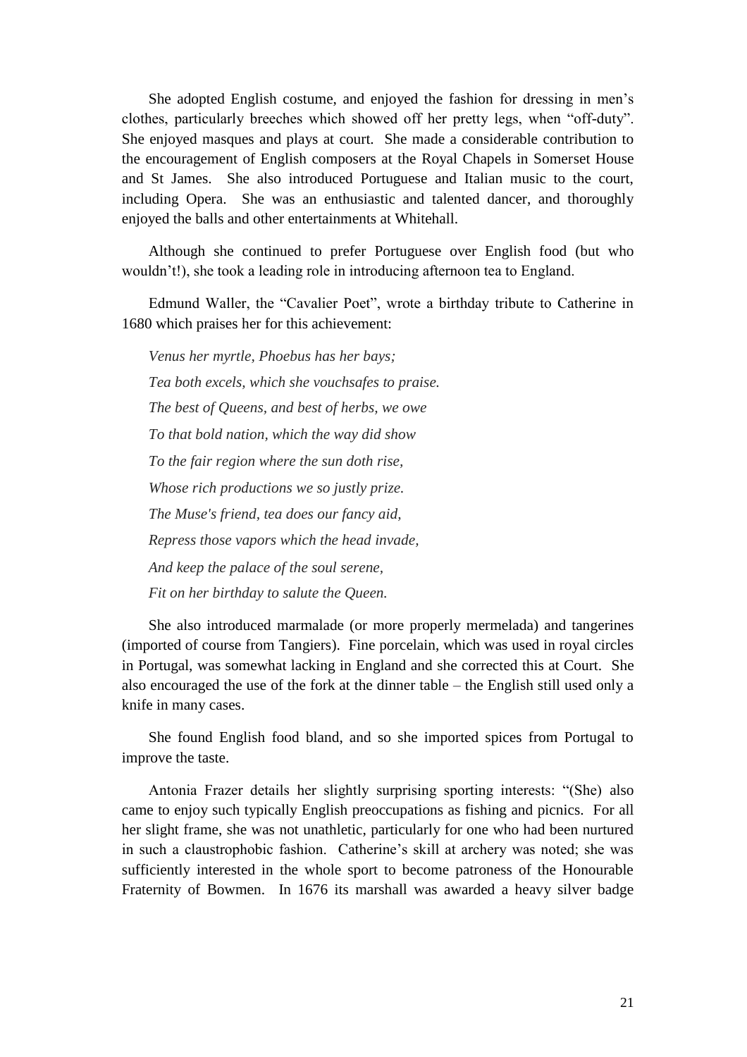She adopted English costume, and enjoyed the fashion for dressing in men's clothes, particularly breeches which showed off her pretty legs, when "off-duty". She enjoyed masques and plays at court. She made a considerable contribution to the encouragement of English composers at the Royal Chapels in Somerset House and St James. She also introduced Portuguese and Italian music to the court, including Opera. She was an enthusiastic and talented dancer, and thoroughly enjoyed the balls and other entertainments at Whitehall.

Although she continued to prefer Portuguese over English food (but who wouldn't!), she took a leading role in introducing afternoon tea to England.

Edmund Waller, the "Cavalier Poet", wrote a birthday tribute to Catherine in 1680 which praises her for this achievement:

*Venus her myrtle, Phoebus has her bays;*

*Tea both excels, which she vouchsafes to praise.*

*The best of Queens, and best of herbs, we owe*

*To that bold nation, which the way did show*

*To the fair region where the sun doth rise,*

*Whose rich productions we so justly prize.*

*The Muse's friend, tea does our fancy aid,*

*Repress those vapors which the head invade,*

*And keep the palace of the soul serene,*

*Fit on her birthday to salute the Queen.*

She also introduced marmalade (or more properly mermelada) and tangerines (imported of course from Tangiers). Fine porcelain, which was used in royal circles in Portugal, was somewhat lacking in England and she corrected this at Court. She also encouraged the use of the fork at the dinner table – the English still used only a knife in many cases.

She found English food bland, and so she imported spices from Portugal to improve the taste.

Antonia Frazer details her slightly surprising sporting interests: "(She) also came to enjoy such typically English preoccupations as fishing and picnics. For all her slight frame, she was not unathletic, particularly for one who had been nurtured in such a claustrophobic fashion. Catherine's skill at archery was noted; she was sufficiently interested in the whole sport to become patroness of the Honourable Fraternity of Bowmen. In 1676 its marshall was awarded a heavy silver badge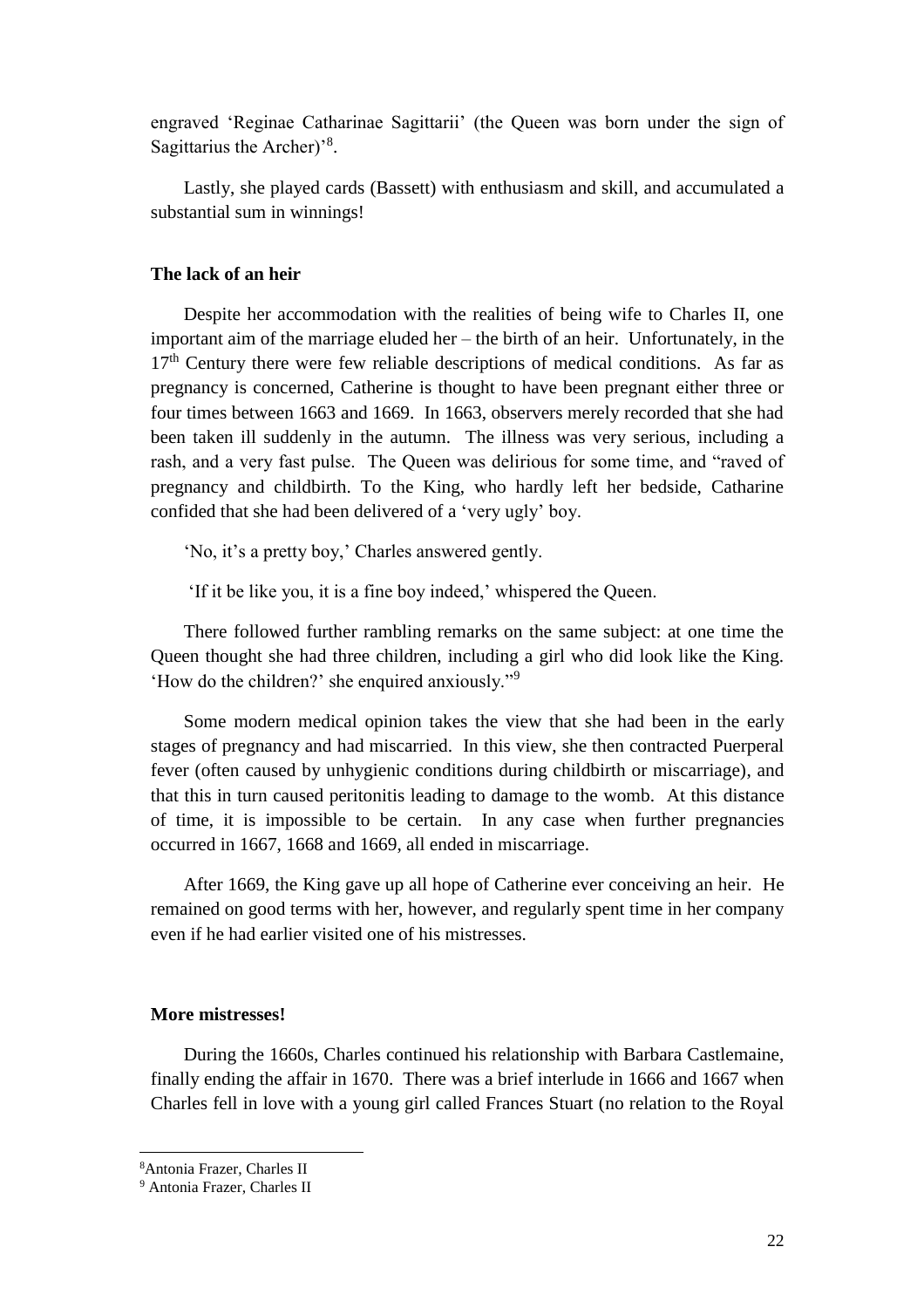engraved 'Reginae Catharinae Sagittarii' (the Queen was born under the sign of Sagittarius the Archer)'[8].

Lastly, she played cards (Bassett) with enthusiasm and skill, and accumulated a substantial sum in winnings!

### The lack of an heir

Despite her accommodation with the realities of being wife to Charles II, one important aim of the marriage eluded her – the birth of an heir. Unfortunately, in the 17th Century there were few reliable descriptions of medical conditions. As far as pregnancy is concerned, Catherine is thought to have been pregnant either three or four times between 1663 and 1669. In 1663, observers merely recorded that she had been taken ill suddenly in the autumn. The illness was very serious, including a rash, and a very fast pulse. The Queen was delirious for some time, and "raved of pregnancy and childbirth. To the King, who hardly left her bedside, Catharine confided that she had been delivered of a 'very ugly' boy.

'No, it's a pretty boy,' Charles answered gently.

'If it be like you, it is a fine boy indeed,' whispered the Queen.

There followed further rambling remarks on the same subject: at one time the Queen thought she had three children, including a girl who did look like the King. 'How do the children?' she enquired anxiously."[9]

Some modern medical opinion takes the view that she had been in the early stages of pregnancy and had miscarried. In this view, she then contracted Puerperal fever (often caused by unhygienic conditions during childbirth or miscarriage), and that this in turn caused peritonitis leading to damage to the womb. At this distance of time, it is impossible to be certain. In any case when further pregnancies occurred in 1667, 1668 and 1669, all ended in miscarriage.

After 1669, the King gave up all hope of Catherine ever conceiving an heir. He remained on good terms with her, however, and regularly spent time in her company even if he had earlier visited one of his mistresses.

### More mistresses!

During the 1660s, Charles continued his relationship with Barbara Castlemaine, finally ending the affair in 1670. There was a brief interlude in 1666 and 1667 when Charles fell in love with a young girl called Frances Stuart (no relation to the Royal

---

[8] Antonia Frazer, Charles II

[9] Antonia Frazer, Charles II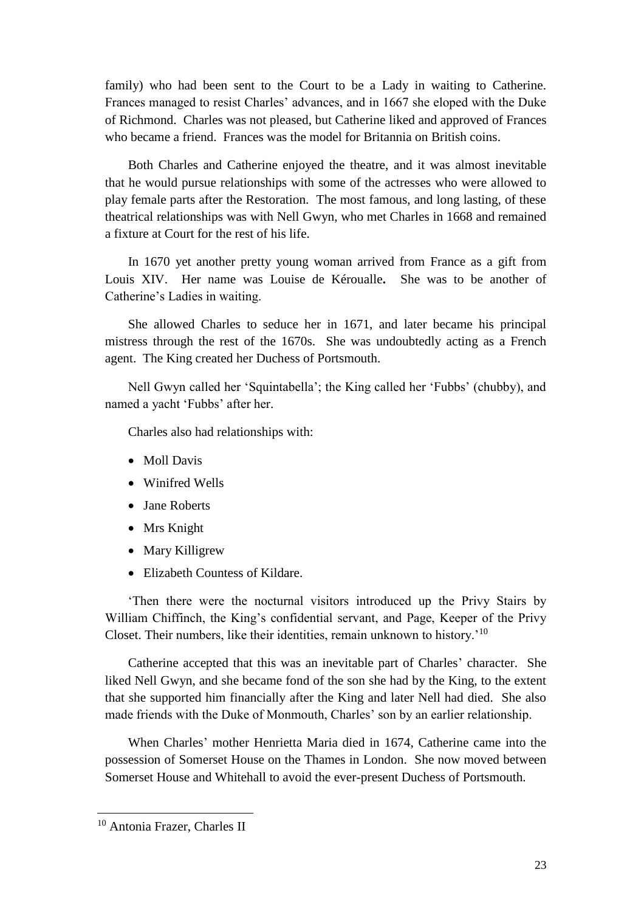family) who had been sent to the Court to be a Lady in waiting to Catherine. Frances managed to resist Charles' advances, and in 1667 she eloped with the Duke of Richmond. Charles was not pleased, but Catherine liked and approved of Frances who became a friend. Frances was the model for Britannia on British coins.

Both Charles and Catherine enjoyed the theatre, and it was almost inevitable that he would pursue relationships with some of the actresses who were allowed to play female parts after the Restoration. The most famous, and long lasting, of these theatrical relationships was with Nell Gwyn, who met Charles in 1668 and remained a fixture at Court for the rest of his life.

In 1670 yet another pretty young woman arrived from France as a gift from Louis XIV. Her name was Louise de Kéroualle**.** She was to be another of Catherine's Ladies in waiting.

She allowed Charles to seduce her in 1671, and later became his principal mistress through the rest of the 1670s. She was undoubtedly acting as a French agent. The King created her Duchess of Portsmouth.

Nell Gwyn called her 'Squintabella'; the King called her 'Fubbs' (chubby), and named a yacht 'Fubbs' after her.

Charles also had relationships with:

- Moll Davis
- Winifred Wells
- Jane Roberts
- Mrs Knight
- Mary Killigrew
- Elizabeth Countess of Kildare.

'Then there were the nocturnal visitors introduced up the Privy Stairs by William Chiffinch, the King's confidential servant, and Page, Keeper of the Privy Closet. Their numbers, like their identities, remain unknown to history.'[10]

Catherine accepted that this was an inevitable part of Charles' character. She liked Nell Gwyn, and she became fond of the son she had by the King, to the extent that she supported him financially after the King and later Nell had died. She also made friends with the Duke of Monmouth, Charles' son by an earlier relationship.

When Charles' mother Henrietta Maria died in 1674, Catherine came into the possession of Somerset House on the Thames in London. She now moved between Somerset House and Whitehall to avoid the ever-present Duchess of Portsmouth.

---

[10] Antonia Frazer, Charles II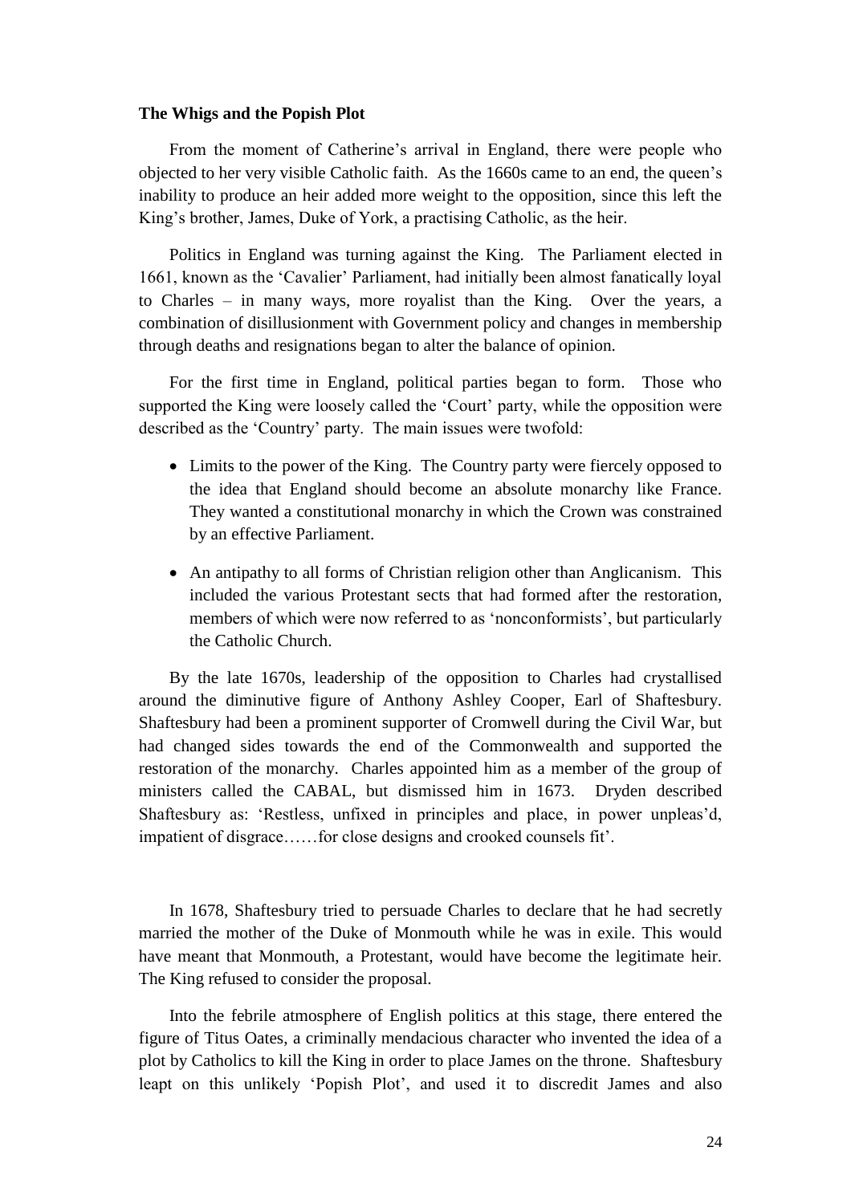**The Whigs and the Popish Plot**

From the moment of Catherine's arrival in England, there were people who objected to her very visible Catholic faith. As the 1660s came to an end, the queen's inability to produce an heir added more weight to the opposition, since this left the King's brother, James, Duke of York, a practising Catholic, as the heir.

Politics in England was turning against the King. The Parliament elected in 1661, known as the 'Cavalier' Parliament, had initially been almost fanatically loyal to Charles – in many ways, more royalist than the King. Over the years, a combination of disillusionment with Government policy and changes in membership through deaths and resignations began to alter the balance of opinion.

For the first time in England, political parties began to form. Those who supported the King were loosely called the 'Court' party, while the opposition were described as the 'Country' party. The main issues were twofold:

- Limits to the power of the King. The Country party were fiercely opposed to the idea that England should become an absolute monarchy like France. They wanted a constitutional monarchy in which the Crown was constrained by an effective Parliament.
- An antipathy to all forms of Christian religion other than Anglicanism. This included the various Protestant sects that had formed after the restoration, members of which were now referred to as 'nonconformists', but particularly the Catholic Church.

By the late 1670s, leadership of the opposition to Charles had crystallised around the diminutive figure of Anthony Ashley Cooper, Earl of Shaftesbury. Shaftesbury had been a prominent supporter of Cromwell during the Civil War, but had changed sides towards the end of the Commonwealth and supported the restoration of the monarchy. Charles appointed him as a member of the group of ministers called the CABAL, but dismissed him in 1673. Dryden described Shaftesbury as: 'Restless, unfixed in principles and place, in power unpleas'd, impatient of disgrace……for close designs and crooked counsels fit'.

In 1678, Shaftesbury tried to persuade Charles to declare that he had secretly married the mother of the Duke of Monmouth while he was in exile. This would have meant that Monmouth, a Protestant, would have become the legitimate heir. The King refused to consider the proposal.

Into the febrile atmosphere of English politics at this stage, there entered the figure of Titus Oates, a criminally mendacious character who invented the idea of a plot by Catholics to kill the King in order to place James on the throne. Shaftesbury leapt on this unlikely 'Popish Plot', and used it to discredit James and also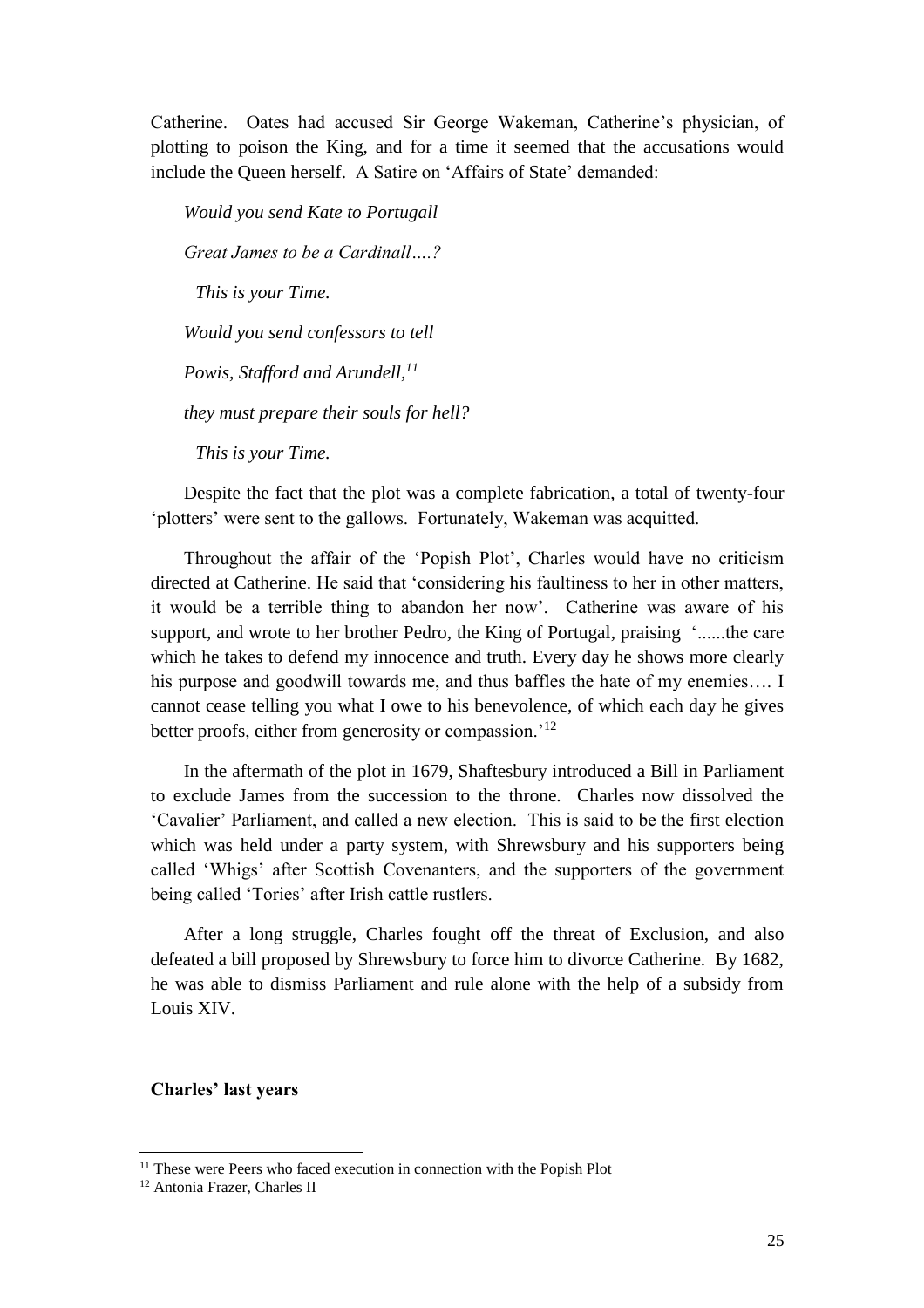Catherine. Oates had accused Sir George Wakeman, Catherine's physician, of plotting to poison the King, and for a time it seemed that the accusations would include the Queen herself. A Satire on 'Affairs of State' demanded:

*Would you send Kate to Portugall*

*Great James to be a Cardinall….?*

*This is your Time.*

*Would you send confessors to tell*

*Powis, Stafford and Arundell,*[11]

*they must prepare their souls for hell?*

*This is your Time.*

Despite the fact that the plot was a complete fabrication, a total of twenty-four 'plotters' were sent to the gallows. Fortunately, Wakeman was acquitted.

Throughout the affair of the 'Popish Plot', Charles would have no criticism directed at Catherine. He said that 'considering his faultiness to her in other matters, it would be a terrible thing to abandon her now'. Catherine was aware of his support, and wrote to her brother Pedro, the King of Portugal, praising '......the care which he takes to defend my innocence and truth. Every day he shows more clearly his purpose and goodwill towards me, and thus baffles the hate of my enemies…. I cannot cease telling you what I owe to his benevolence, of which each day he gives better proofs, either from generosity or compassion.'[12]

In the aftermath of the plot in 1679, Shaftesbury introduced a Bill in Parliament to exclude James from the succession to the throne. Charles now dissolved the 'Cavalier' Parliament, and called a new election. This is said to be the first election which was held under a party system, with Shrewsbury and his supporters being called 'Whigs' after Scottish Covenanters, and the supporters of the government being called 'Tories' after Irish cattle rustlers.

After a long struggle, Charles fought off the threat of Exclusion, and also defeated a bill proposed by Shrewsbury to force him to divorce Catherine. By 1682, he was able to dismiss Parliament and rule alone with the help of a subsidy from Louis XIV.

**Charles' last years**

---

[11] These were Peers who faced execution in connection with the Popish Plot

[12] Antonia Frazer, Charles II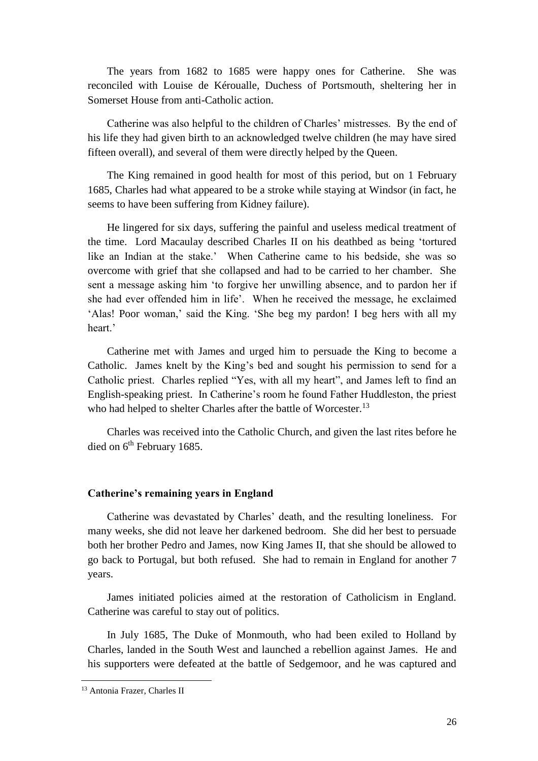The years from 1682 to 1685 were happy ones for Catherine. She was reconciled with Louise de Kéroualle, Duchess of Portsmouth, sheltering her in Somerset House from anti-Catholic action.

Catherine was also helpful to the children of Charles' mistresses. By the end of his life they had given birth to an acknowledged twelve children (he may have sired fifteen overall), and several of them were directly helped by the Queen.

The King remained in good health for most of this period, but on 1 February 1685, Charles had what appeared to be a stroke while staying at Windsor (in fact, he seems to have been suffering from Kidney failure).

He lingered for six days, suffering the painful and useless medical treatment of the time. Lord Macaulay described Charles II on his deathbed as being 'tortured like an Indian at the stake.' When Catherine came to his bedside, she was so overcome with grief that she collapsed and had to be carried to her chamber. She sent a message asking him 'to forgive her unwilling absence, and to pardon her if she had ever offended him in life'. When he received the message, he exclaimed 'Alas! Poor woman,' said the King. 'She beg my pardon! I beg hers with all my heart.'

Catherine met with James and urged him to persuade the King to become a Catholic. James knelt by the King's bed and sought his permission to send for a Catholic priest. Charles replied "Yes, with all my heart", and James left to find an English-speaking priest. In Catherine's room he found Father Huddleston, the priest who had helped to shelter Charles after the battle of Worcester.[13]

Charles was received into the Catholic Church, and given the last rites before he died on 6th February 1685.

## Catherine's remaining years in England

Catherine was devastated by Charles' death, and the resulting loneliness. For many weeks, she did not leave her darkened bedroom. She did her best to persuade both her brother Pedro and James, now King James II, that she should be allowed to go back to Portugal, but both refused. She had to remain in England for another 7 years.

James initiated policies aimed at the restoration of Catholicism in England. Catherine was careful to stay out of politics.

In July 1685, The Duke of Monmouth, who had been exiled to Holland by Charles, landed in the South West and launched a rebellion against James. He and his supporters were defeated at the battle of Sedgemoor, and he was captured and

---

[13] Antonia Frazer, Charles II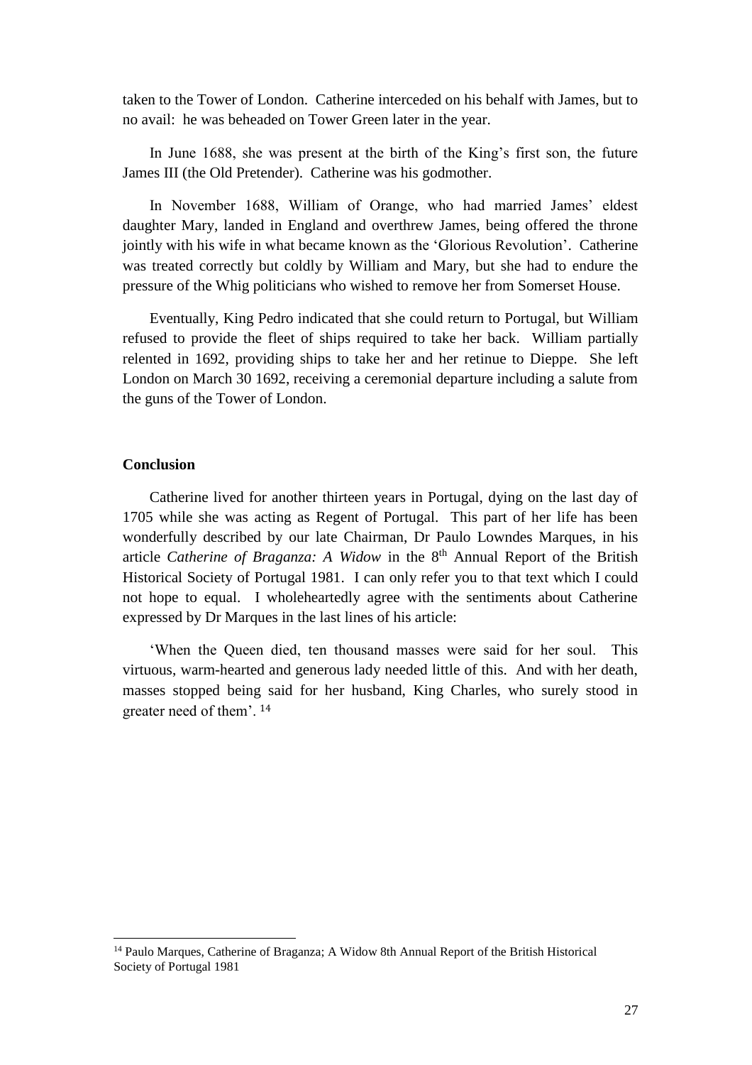taken to the Tower of London. Catherine interceded on his behalf with James, but to no avail: he was beheaded on Tower Green later in the year.

In June 1688, she was present at the birth of the King's first son, the future James III (the Old Pretender). Catherine was his godmother.

In November 1688, William of Orange, who had married James' eldest daughter Mary, landed in England and overthrew James, being offered the throne jointly with his wife in what became known as the 'Glorious Revolution'. Catherine was treated correctly but coldly by William and Mary, but she had to endure the pressure of the Whig politicians who wished to remove her from Somerset House.

Eventually, King Pedro indicated that she could return to Portugal, but William refused to provide the fleet of ships required to take her back. William partially relented in 1692, providing ships to take her and her retinue to Dieppe. She left London on March 30 1692, receiving a ceremonial departure including a salute from the guns of the Tower of London.

**Conclusion**

Catherine lived for another thirteen years in Portugal, dying on the last day of 1705 while she was acting as Regent of Portugal. This part of her life has been wonderfully described by our late Chairman, Dr Paulo Lowndes Marques, in his article *Catherine of Braganza: A Widow* in the 8th Annual Report of the British Historical Society of Portugal 1981. I can only refer you to that text which I could not hope to equal. I wholeheartedly agree with the sentiments about Catherine expressed by Dr Marques in the last lines of his article:

'When the Queen died, ten thousand masses were said for her soul. This virtuous, warm-hearted and generous lady needed little of this. And with her death, masses stopped being said for her husband, King Charles, who surely stood in greater need of them'. [14]

---

[14] Paulo Marques, Catherine of Braganza; A Widow 8th Annual Report of the British Historical Society of Portugal 1981